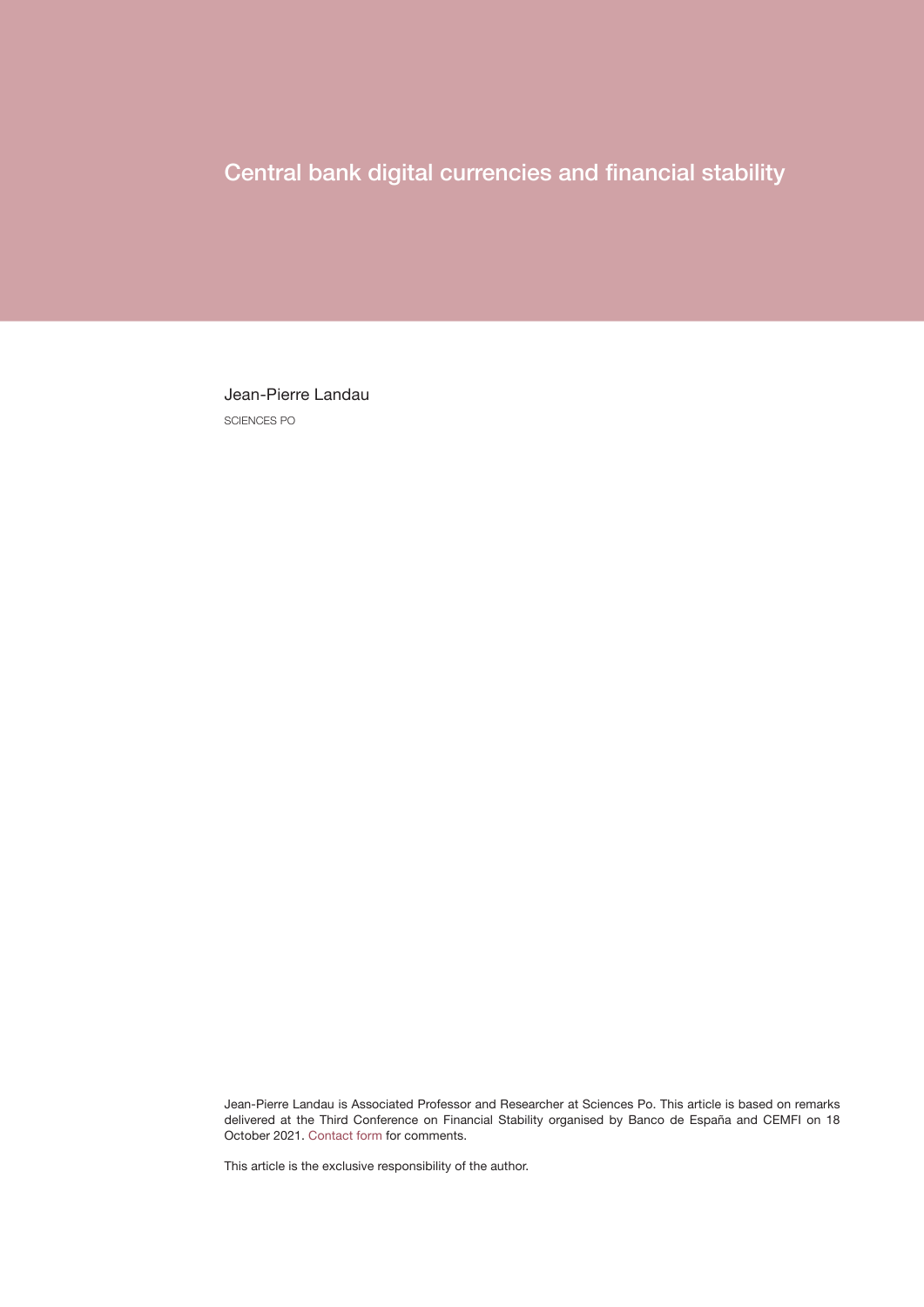# Central bank digital currencies and financial stability

Jean-Pierre Landau

SCIENCES PO

Jean-Pierre Landau is Associated Professor and Researcher at Sciences Po. This article is based on remarks delivered at the Third Conference on Financial Stability organised by Banco de España and CEMFI on 18 October 2021. Contact form for comments.

This article is the exclusive responsibility of the author.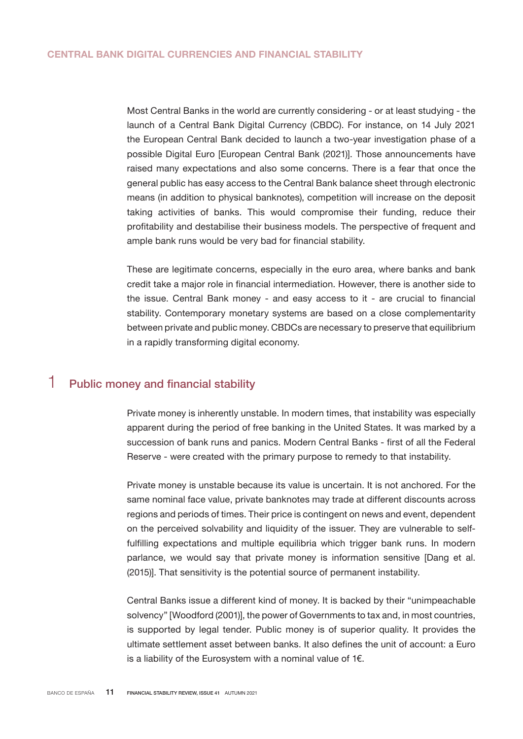# CENTRAL BANK DIGITAL CURRENCIES AND FINANCIAL STABILITY

Most Central Banks in the world are currently considering - or at least studying - the launch of a Central Bank Digital Currency (CBDC). For instance, on 14 July 2021 the European Central Bank decided to launch a two-year investigation phase of a possible Digital Euro [European Central Bank (2021)]. Those announcements have raised many expectations and also some concerns. There is a fear that once the general public has easy access to the Central Bank balance sheet through electronic means (in addition to physical banknotes), competition will increase on the deposit taking activities of banks. This would compromise their funding, reduce their profitability and destabilise their business models. The perspective of frequent and ample bank runs would be very bad for financial stability.

These are legitimate concerns, especially in the euro area, where banks and bank credit take a major role in financial intermediation. However, there is another side to the issue. Central Bank money - and easy access to it - are crucial to financial stability. Contemporary monetary systems are based on a close complementarity between private and public money. CBDCs are necessary to preserve that equilibrium in a rapidly transforming digital economy.

## 1 Public money and financial stability

Private money is inherently unstable. In modern times, that instability was especially apparent during the period of free banking in the United States. It was marked by a succession of bank runs and panics. Modern Central Banks - first of all the Federal Reserve - were created with the primary purpose to remedy to that instability.

Private money is unstable because its value is uncertain. It is not anchored. For the same nominal face value, private banknotes may trade at different discounts across regions and periods of times. Their price is contingent on news and event, dependent on the perceived solvability and liquidity of the issuer. They are vulnerable to self-fulfilling expectations and multiple equilibria which trigger bank runs. In modern parlance, we would say that private money is information sensitive [Dang et al. (2015)]. That sensitivity is the potential source of permanent instability.

Central Banks issue a different kind of money. It is backed by their "unimpeachable solvency" [Woodford (2001)], the power of Governments to tax and, in most countries, is supported by legal tender. Public money is of superior quality. It provides the ultimate settlement asset between banks. It also defines the unit of account: a Euro is a liability of the Eurosystem with a nominal value of 1€.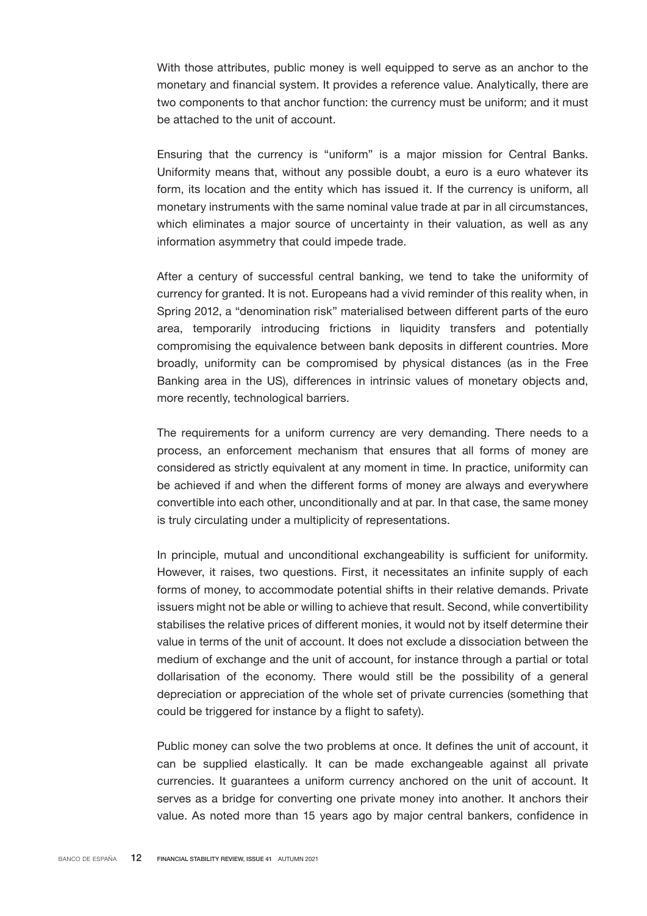With those attributes, public money is well equipped to serve as an anchor to the monetary and financial system. It provides a reference value. Analytically, there are two components to that anchor function: the currency must be uniform; and it must be attached to the unit of account.

Ensuring that the currency is "uniform" is a major mission for Central Banks. Uniformity means that, without any possible doubt, a euro is a euro whatever its form, its location and the entity which has issued it. If the currency is uniform, all monetary instruments with the same nominal value trade at par in all circumstances, which eliminates a major source of uncertainty in their valuation, as well as any information asymmetry that could impede trade.

After a century of successful central banking, we tend to take the uniformity of currency for granted. It is not. Europeans had a vivid reminder of this reality when, in Spring 2012, a "denomination risk" materialised between different parts of the euro area, temporarily introducing frictions in liquidity transfers and potentially compromising the equivalence between bank deposits in different countries. More broadly, uniformity can be compromised by physical distances (as in the Free Banking area in the US), differences in intrinsic values of monetary objects and, more recently, technological barriers.

The requirements for a uniform currency are very demanding. There needs to a process, an enforcement mechanism that ensures that all forms of money are considered as strictly equivalent at any moment in time. In practice, uniformity can be achieved if and when the different forms of money are always and everywhere convertible into each other, unconditionally and at par. In that case, the same money is truly circulating under a multiplicity of representations.

In principle, mutual and unconditional exchangeability is sufficient for uniformity. However, it raises, two questions. First, it necessitates an infinite supply of each forms of money, to accommodate potential shifts in their relative demands. Private issuers might not be able or willing to achieve that result. Second, while convertibility stabilises the relative prices of different monies, it would not by itself determine their value in terms of the unit of account. It does not exclude a dissociation between the medium of exchange and the unit of account, for instance through a partial or total dollarisation of the economy. There would still be the possibility of a general depreciation or appreciation of the whole set of private currencies (something that could be triggered for instance by a flight to safety).

Public money can solve the two problems at once. It defines the unit of account, it can be supplied elastically. It can be made exchangeable against all private currencies. It guarantees a uniform currency anchored on the unit of account. It serves as a bridge for converting one private money into another. It anchors their value. As noted more than 15 years ago by major central bankers, confidence in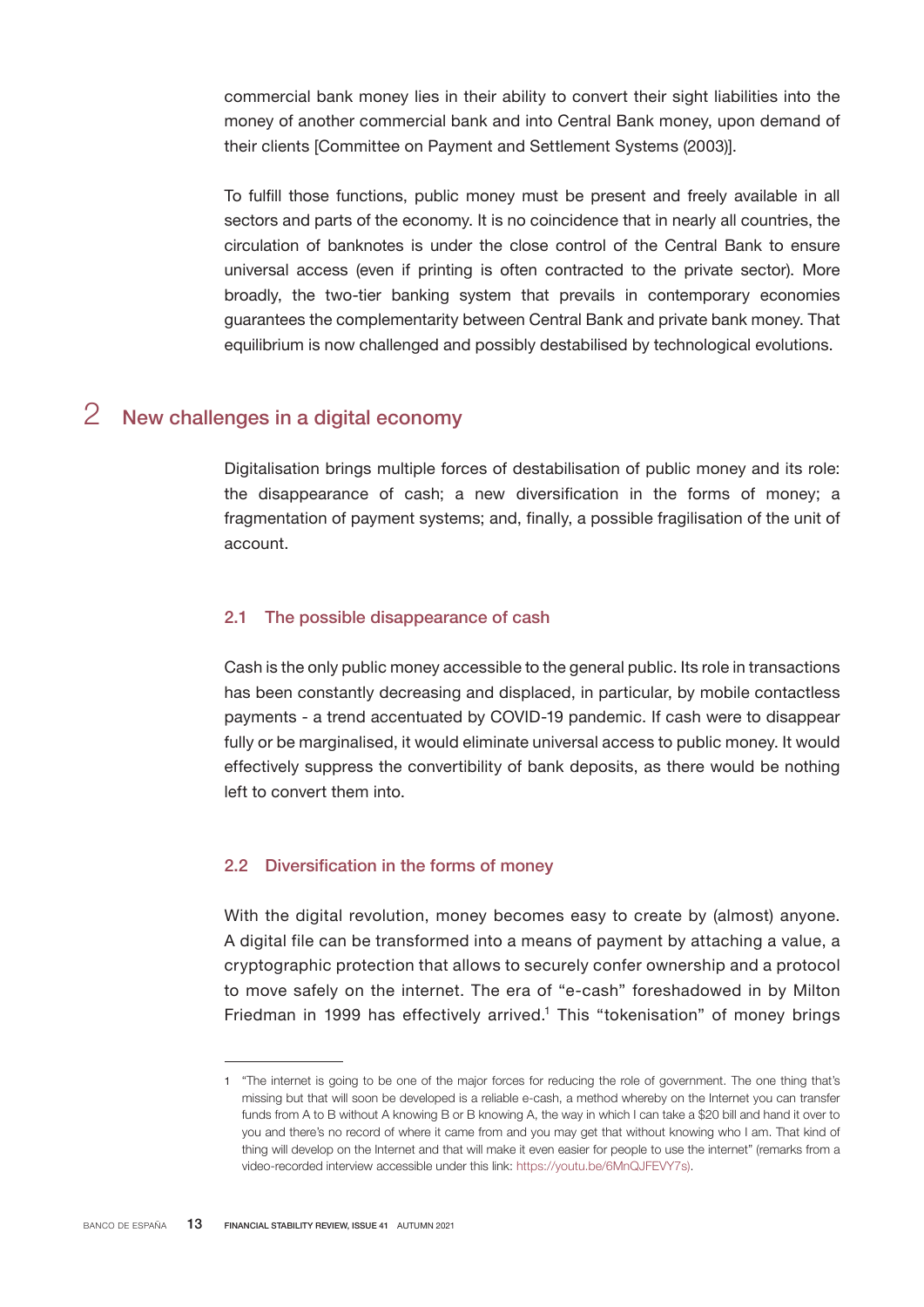commercial bank money lies in their ability to convert their sight liabilities into the money of another commercial bank and into Central Bank money, upon demand of their clients [Committee on Payment and Settlement Systems (2003)].

To fulfill those functions, public money must be present and freely available in all sectors and parts of the economy. It is no coincidence that in nearly all countries, the circulation of banknotes is under the close control of the Central Bank to ensure universal access (even if printing is often contracted to the private sector). More broadly, the two-tier banking system that prevails in contemporary economies guarantees the complementarity between Central Bank and private bank money. That equilibrium is now challenged and possibly destabilised by technological evolutions.

## 2 New challenges in a digital economy

Digitalisation brings multiple forces of destabilisation of public money and its role: the disappearance of cash; a new diversification in the forms of money; a fragmentation of payment systems; and, finally, a possible fragilisation of the unit of account.

### 2.1 The possible disappearance of cash

Cash is the only public money accessible to the general public. Its role in transactions has been constantly decreasing and displaced, in particular, by mobile contactless payments - a trend accentuated by COVID-19 pandemic. If cash were to disappear fully or be marginalised, it would eliminate universal access to public money. It would effectively suppress the convertibility of bank deposits, as there would be nothing left to convert them into.

### 2.2 Diversification in the forms of money

With the digital revolution, money becomes easy to create by (almost) anyone. A digital file can be transformed into a means of payment by attaching a value, a cryptographic protection that allows to securely confer ownership and a protocol to move safely on the internet. The era of "e-cash" foreshadowed in by Milton Friedman in 1999 has effectively arrived.[1] This "tokenisation" of money brings

1 "The internet is going to be one of the major forces for reducing the role of government. The one thing that's missing but that will soon be developed is a reliable e-cash, a method whereby on the Internet you can transfer funds from A to B without A knowing B or B knowing A, the way in which I can take a $20 bill and hand it over to you and there's no record of where it came from and you may get that without knowing who I am. That kind of thing will develop on the Internet and that will make it even easier for people to use the internet" (remarks from a video-recorded interview accessible under this link: https://youtu.be/6MnQJFEVY7s).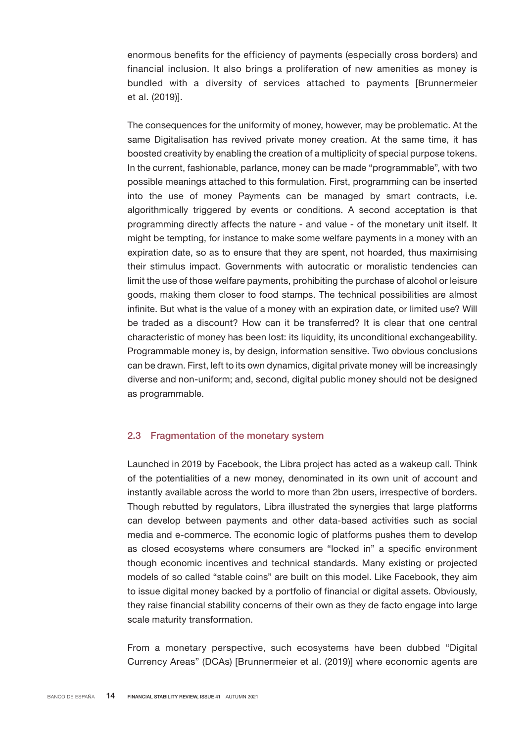enormous benefits for the efficiency of payments (especially cross borders) and financial inclusion. It also brings a proliferation of new amenities as money is bundled with a diversity of services attached to payments [Brunnermeier et al. (2019)].

The consequences for the uniformity of money, however, may be problematic. At the same Digitalisation has revived private money creation. At the same time, it has boosted creativity by enabling the creation of a multiplicity of special purpose tokens. In the current, fashionable, parlance, money can be made "programmable", with two possible meanings attached to this formulation. First, programming can be inserted into the use of money Payments can be managed by smart contracts, i.e. algorithmically triggered by events or conditions. A second acceptation is that programming directly affects the nature - and value - of the monetary unit itself. It might be tempting, for instance to make some welfare payments in a money with an expiration date, so as to ensure that they are spent, not hoarded, thus maximising their stimulus impact. Governments with autocratic or moralistic tendencies can limit the use of those welfare payments, prohibiting the purchase of alcohol or leisure goods, making them closer to food stamps. The technical possibilities are almost infinite. But what is the value of a money with an expiration date, or limited use? Will be traded as a discount? How can it be transferred? It is clear that one central characteristic of money has been lost: its liquidity, its unconditional exchangeability. Programmable money is, by design, information sensitive. Two obvious conclusions can be drawn. First, left to its own dynamics, digital private money will be increasingly diverse and non-uniform; and, second, digital public money should not be designed as programmable.

### 2.3 Fragmentation of the monetary system

Launched in 2019 by Facebook, the Libra project has acted as a wakeup call. Think of the potentialities of a new money, denominated in its own unit of account and instantly available across the world to more than 2bn users, irrespective of borders. Though rebutted by regulators, Libra illustrated the synergies that large platforms can develop between payments and other data-based activities such as social media and e-commerce. The economic logic of platforms pushes them to develop as closed ecosystems where consumers are "locked in" a specific environment though economic incentives and technical standards. Many existing or projected models of so called "stable coins" are built on this model. Like Facebook, they aim to issue digital money backed by a portfolio of financial or digital assets. Obviously, they raise financial stability concerns of their own as they de facto engage into large scale maturity transformation.

From a monetary perspective, such ecosystems have been dubbed "Digital Currency Areas" (DCAs) [Brunnermeier et al. (2019)] where economic agents are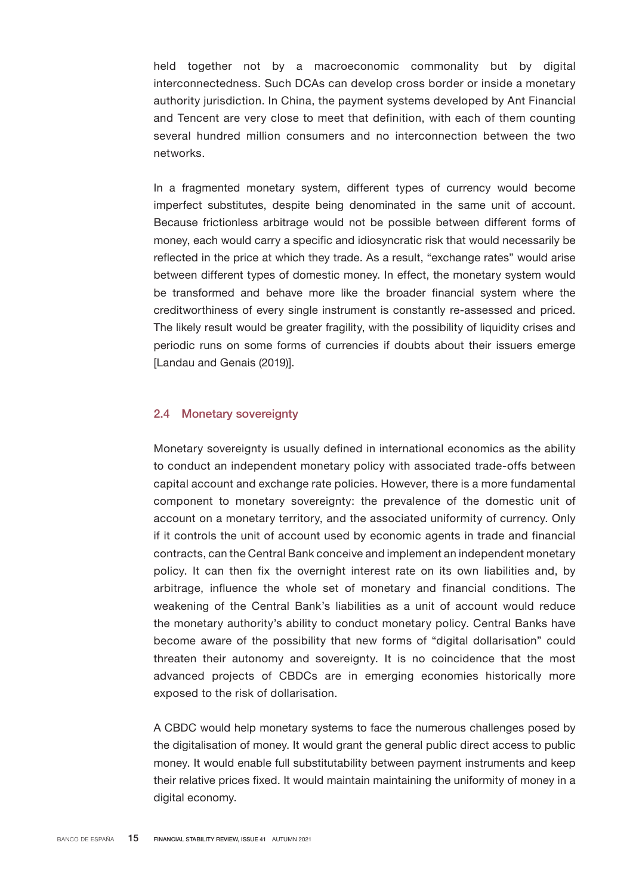held together not by a macroeconomic commonality but by digital interconnectedness. Such DCAs can develop cross border or inside a monetary authority jurisdiction. In China, the payment systems developed by Ant Financial and Tencent are very close to meet that definition, with each of them counting several hundred million consumers and no interconnection between the two networks.

In a fragmented monetary system, different types of currency would become imperfect substitutes, despite being denominated in the same unit of account. Because frictionless arbitrage would not be possible between different forms of money, each would carry a specific and idiosyncratic risk that would necessarily be reflected in the price at which they trade. As a result, "exchange rates" would arise between different types of domestic money. In effect, the monetary system would be transformed and behave more like the broader financial system where the creditworthiness of every single instrument is constantly re-assessed and priced. The likely result would be greater fragility, with the possibility of liquidity crises and periodic runs on some forms of currencies if doubts about their issuers emerge [Landau and Genais (2019)].

### 2.4 Monetary sovereignty

Monetary sovereignty is usually defined in international economics as the ability to conduct an independent monetary policy with associated trade-offs between capital account and exchange rate policies. However, there is a more fundamental component to monetary sovereignty: the prevalence of the domestic unit of account on a monetary territory, and the associated uniformity of currency. Only if it controls the unit of account used by economic agents in trade and financial contracts, can the Central Bank conceive and implement an independent monetary policy. It can then fix the overnight interest rate on its own liabilities and, by arbitrage, influence the whole set of monetary and financial conditions. The weakening of the Central Bank's liabilities as a unit of account would reduce the monetary authority's ability to conduct monetary policy. Central Banks have become aware of the possibility that new forms of "digital dollarisation" could threaten their autonomy and sovereignty. It is no coincidence that the most advanced projects of CBDCs are in emerging economies historically more exposed to the risk of dollarisation.

A CBDC would help monetary systems to face the numerous challenges posed by the digitalisation of money. It would grant the general public direct access to public money. It would enable full substitutability between payment instruments and keep their relative prices fixed. It would maintain maintaining the uniformity of money in a digital economy.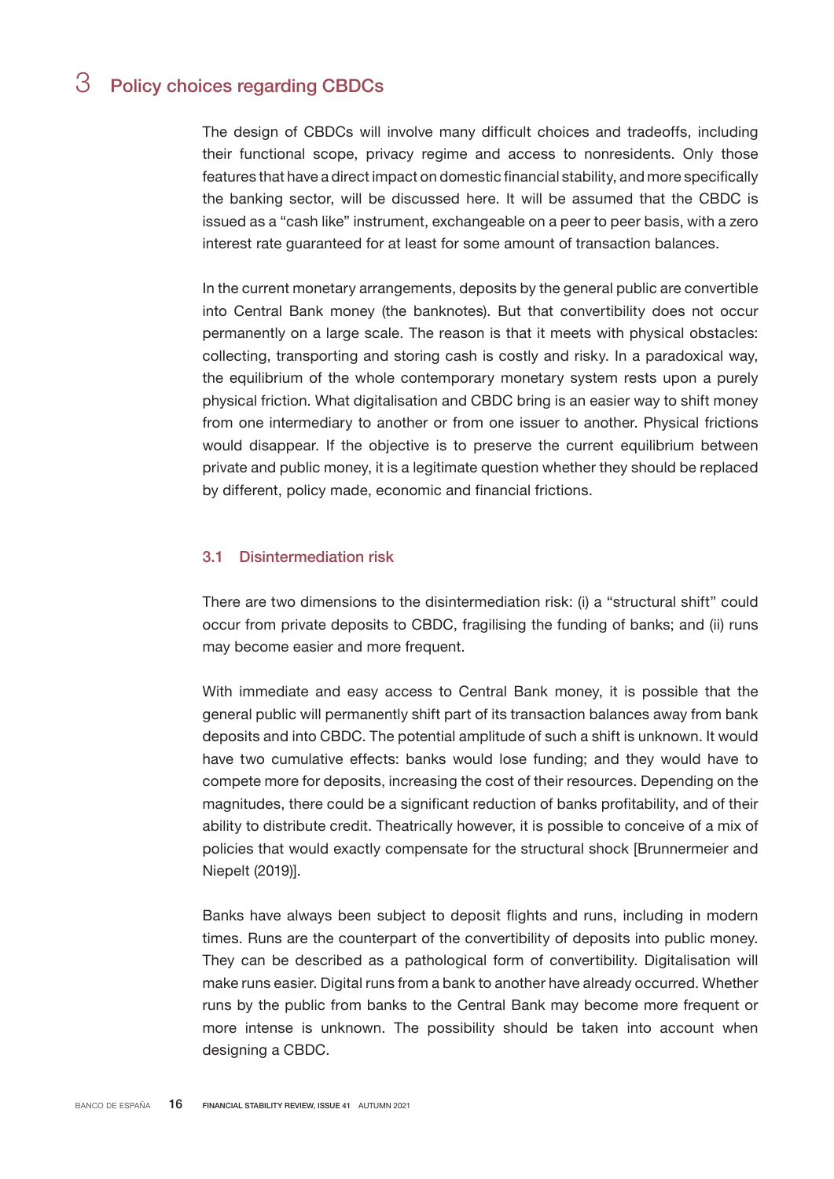## 3 Policy choices regarding CBDCs

The design of CBDCs will involve many difficult choices and tradeoffs, including their functional scope, privacy regime and access to nonresidents. Only those features that have a direct impact on domestic financial stability, and more specifically the banking sector, will be discussed here. It will be assumed that the CBDC is issued as a "cash like" instrument, exchangeable on a peer to peer basis, with a zero interest rate guaranteed for at least for some amount of transaction balances.

In the current monetary arrangements, deposits by the general public are convertible into Central Bank money (the banknotes). But that convertibility does not occur permanently on a large scale. The reason is that it meets with physical obstacles: collecting, transporting and storing cash is costly and risky. In a paradoxical way, the equilibrium of the whole contemporary monetary system rests upon a purely physical friction. What digitalisation and CBDC bring is an easier way to shift money from one intermediary to another or from one issuer to another. Physical frictions would disappear. If the objective is to preserve the current equilibrium between private and public money, it is a legitimate question whether they should be replaced by different, policy made, economic and financial frictions.

### 3.1 Disintermediation risk

There are two dimensions to the disintermediation risk: (i) a "structural shift" could occur from private deposits to CBDC, fragilising the funding of banks; and (ii) runs may become easier and more frequent.

With immediate and easy access to Central Bank money, it is possible that the general public will permanently shift part of its transaction balances away from bank deposits and into CBDC. The potential amplitude of such a shift is unknown. It would have two cumulative effects: banks would lose funding; and they would have to compete more for deposits, increasing the cost of their resources. Depending on the magnitudes, there could be a significant reduction of banks profitability, and of their ability to distribute credit. Theatrically however, it is possible to conceive of a mix of policies that would exactly compensate for the structural shock [Brunnermeier and Niepelt (2019)].

Banks have always been subject to deposit flights and runs, including in modern times. Runs are the counterpart of the convertibility of deposits into public money. They can be described as a pathological form of convertibility. Digitalisation will make runs easier. Digital runs from a bank to another have already occurred. Whether runs by the public from banks to the Central Bank may become more frequent or more intense is unknown. The possibility should be taken into account when designing a CBDC.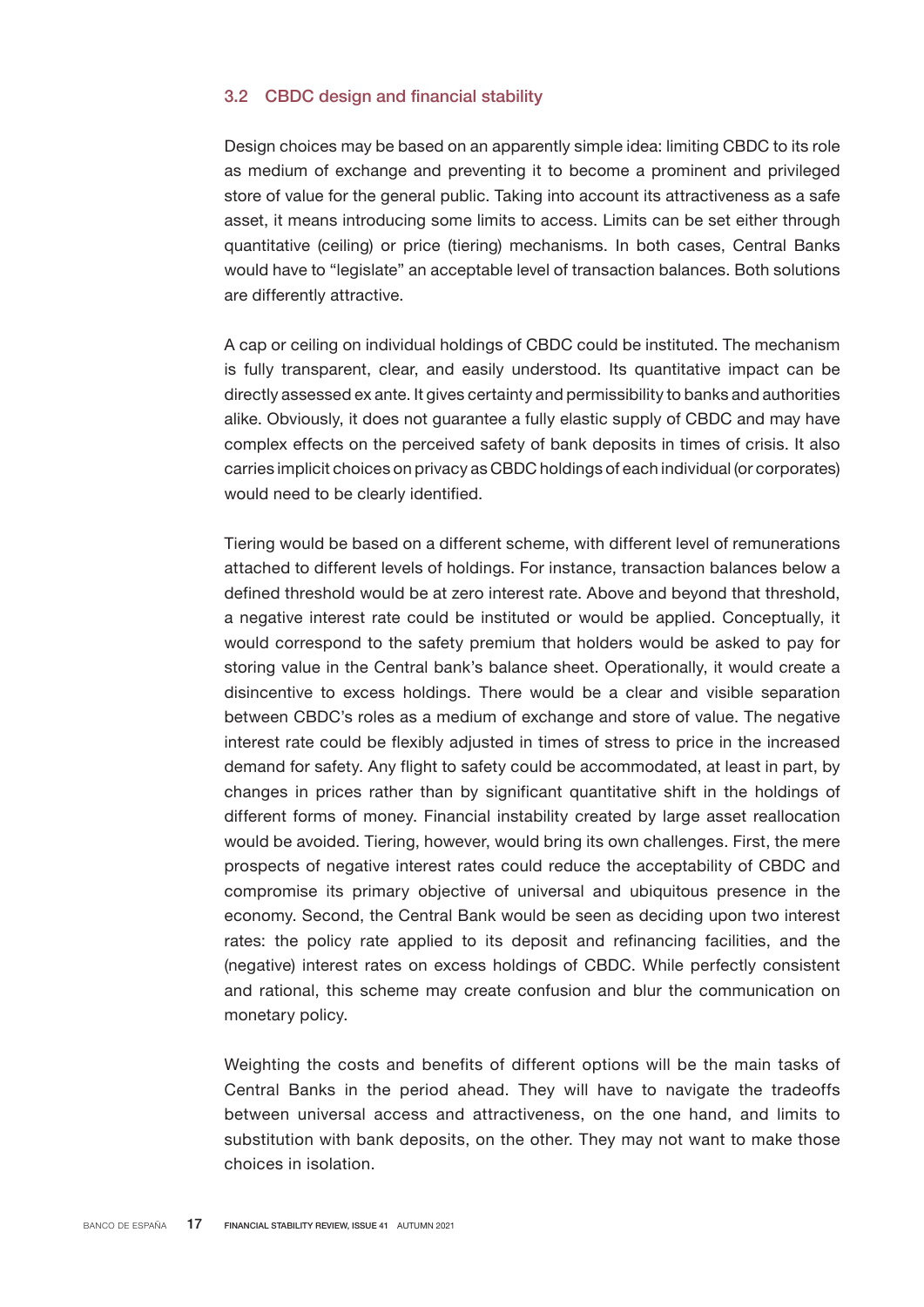### 3.2 CBDC design and financial stability

Design choices may be based on an apparently simple idea: limiting CBDC to its role as medium of exchange and preventing it to become a prominent and privileged store of value for the general public. Taking into account its attractiveness as a safe asset, it means introducing some limits to access. Limits can be set either through quantitative (ceiling) or price (tiering) mechanisms. In both cases, Central Banks would have to "legislate" an acceptable level of transaction balances. Both solutions are differently attractive.

A cap or ceiling on individual holdings of CBDC could be instituted. The mechanism is fully transparent, clear, and easily understood. Its quantitative impact can be directly assessed ex ante. It gives certainty and permissibility to banks and authorities alike. Obviously, it does not guarantee a fully elastic supply of CBDC and may have complex effects on the perceived safety of bank deposits in times of crisis. It also carries implicit choices on privacy as CBDC holdings of each individual (or corporates) would need to be clearly identified.

Tiering would be based on a different scheme, with different level of remunerations attached to different levels of holdings. For instance, transaction balances below a defined threshold would be at zero interest rate. Above and beyond that threshold, a negative interest rate could be instituted or would be applied. Conceptually, it would correspond to the safety premium that holders would be asked to pay for storing value in the Central bank's balance sheet. Operationally, it would create a disincentive to excess holdings. There would be a clear and visible separation between CBDC's roles as a medium of exchange and store of value. The negative interest rate could be flexibly adjusted in times of stress to price in the increased demand for safety. Any flight to safety could be accommodated, at least in part, by changes in prices rather than by significant quantitative shift in the holdings of different forms of money. Financial instability created by large asset reallocation would be avoided. Tiering, however, would bring its own challenges. First, the mere prospects of negative interest rates could reduce the acceptability of CBDC and compromise its primary objective of universal and ubiquitous presence in the economy. Second, the Central Bank would be seen as deciding upon two interest rates: the policy rate applied to its deposit and refinancing facilities, and the (negative) interest rates on excess holdings of CBDC. While perfectly consistent and rational, this scheme may create confusion and blur the communication on monetary policy.

Weighting the costs and benefits of different options will be the main tasks of Central Banks in the period ahead. They will have to navigate the tradeoffs between universal access and attractiveness, on the one hand, and limits to substitution with bank deposits, on the other. They may not want to make those choices in isolation.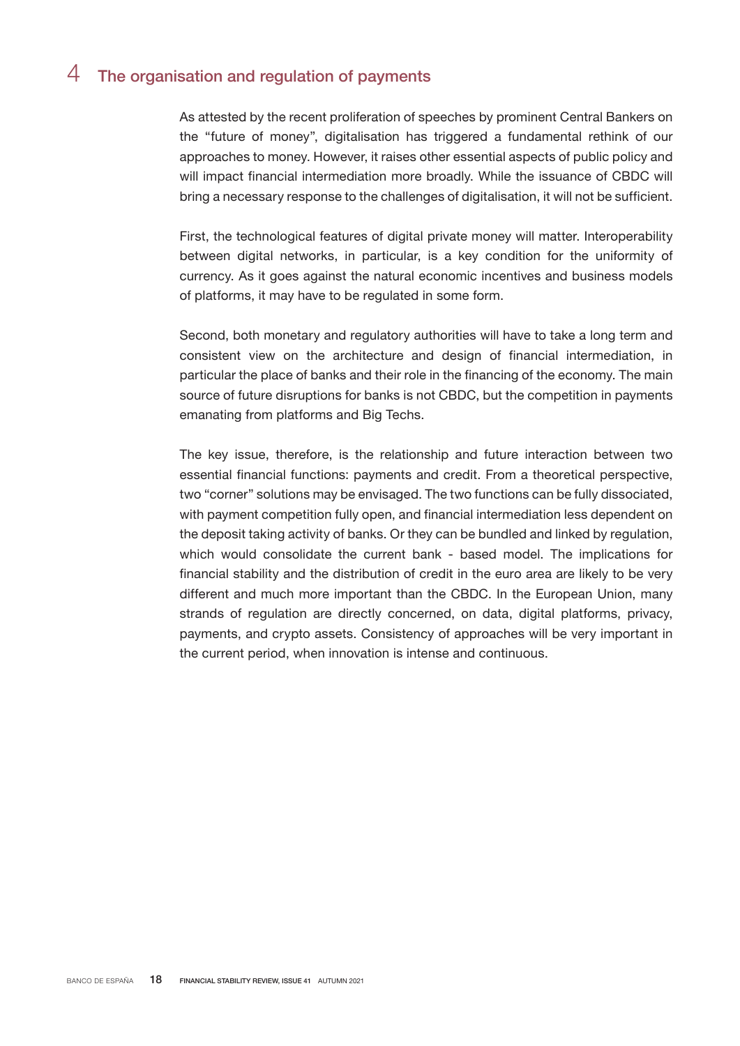## 4 The organisation and regulation of payments

As attested by the recent proliferation of speeches by prominent Central Bankers on the "future of money", digitalisation has triggered a fundamental rethink of our approaches to money. However, it raises other essential aspects of public policy and will impact financial intermediation more broadly. While the issuance of CBDC will bring a necessary response to the challenges of digitalisation, it will not be sufficient.

First, the technological features of digital private money will matter. Interoperability between digital networks, in particular, is a key condition for the uniformity of currency. As it goes against the natural economic incentives and business models of platforms, it may have to be regulated in some form.

Second, both monetary and regulatory authorities will have to take a long term and consistent view on the architecture and design of financial intermediation, in particular the place of banks and their role in the financing of the economy. The main source of future disruptions for banks is not CBDC, but the competition in payments emanating from platforms and Big Techs.

The key issue, therefore, is the relationship and future interaction between two essential financial functions: payments and credit. From a theoretical perspective, two "corner" solutions may be envisaged. The two functions can be fully dissociated, with payment competition fully open, and financial intermediation less dependent on the deposit taking activity of banks. Or they can be bundled and linked by regulation, which would consolidate the current bank - based model. The implications for financial stability and the distribution of credit in the euro area are likely to be very different and much more important than the CBDC. In the European Union, many strands of regulation are directly concerned, on data, digital platforms, privacy, payments, and crypto assets. Consistency of approaches will be very important in the current period, when innovation is intense and continuous.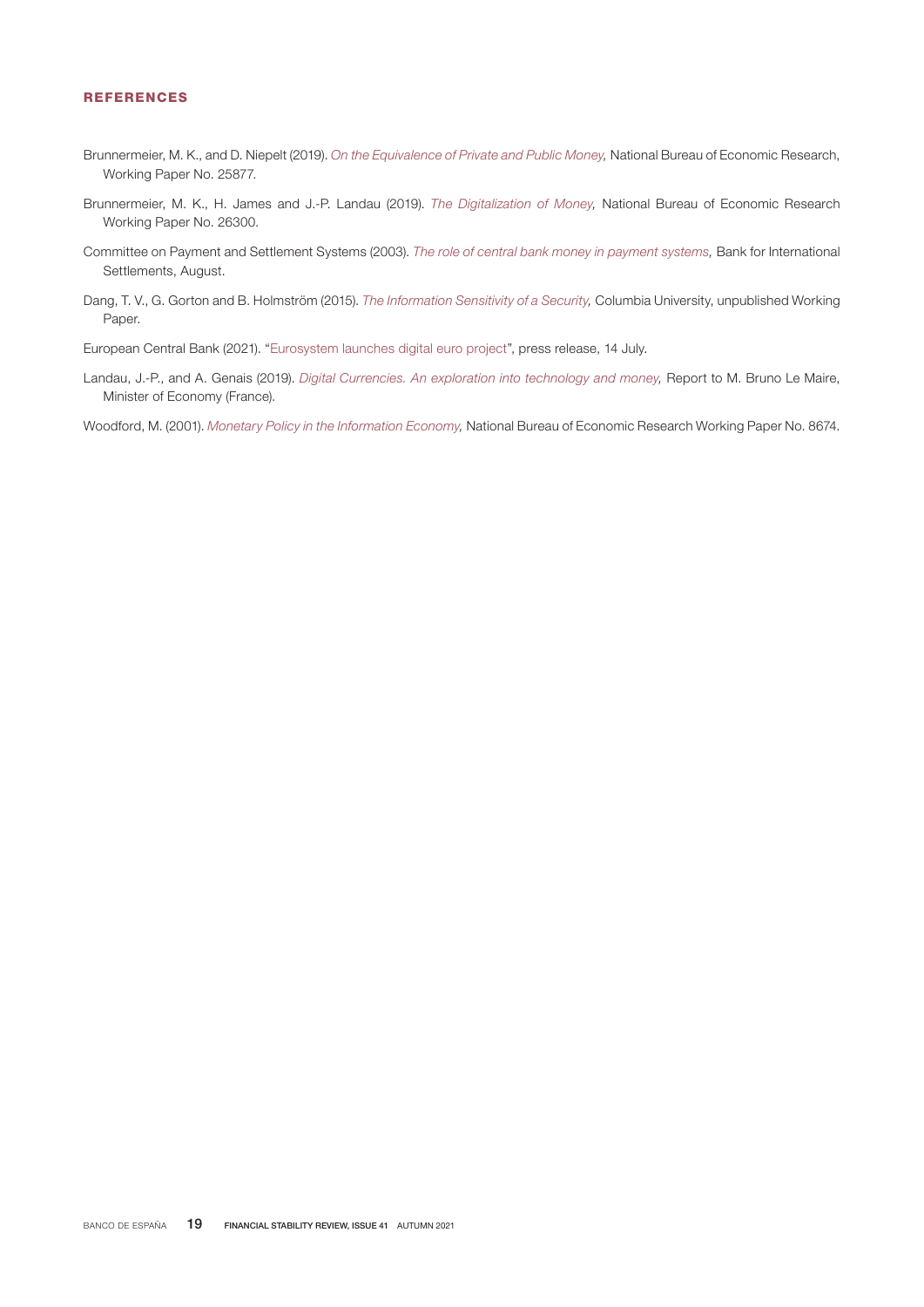## REFERENCES

Brunnermeier, M. K., and D. Niepelt (2019). *On the Equivalence of Private and Public Money,* National Bureau of Economic Research, Working Paper No. 25877.

Brunnermeier, M. K., H. James and J.-P. Landau (2019). *The Digitalization of Money,* National Bureau of Economic Research Working Paper No. 26300.

Committee on Payment and Settlement Systems (2003). *The role of central bank money in payment systems,* Bank for International Settlements, August.

Dang, T. V., G. Gorton and B. Holmström (2015). *The Information Sensitivity of a Security,* Columbia University, unpublished Working Paper.

European Central Bank (2021). "Eurosystem launches digital euro project", press release, 14 July.

Landau, J.-P., and A. Genais (2019). *Digital Currencies. An exploration into technology and money,* Report to M. Bruno Le Maire, Minister of Economy (France).

Woodford, M. (2001). *Monetary Policy in the Information Economy,* National Bureau of Economic Research Working Paper No. 8674.